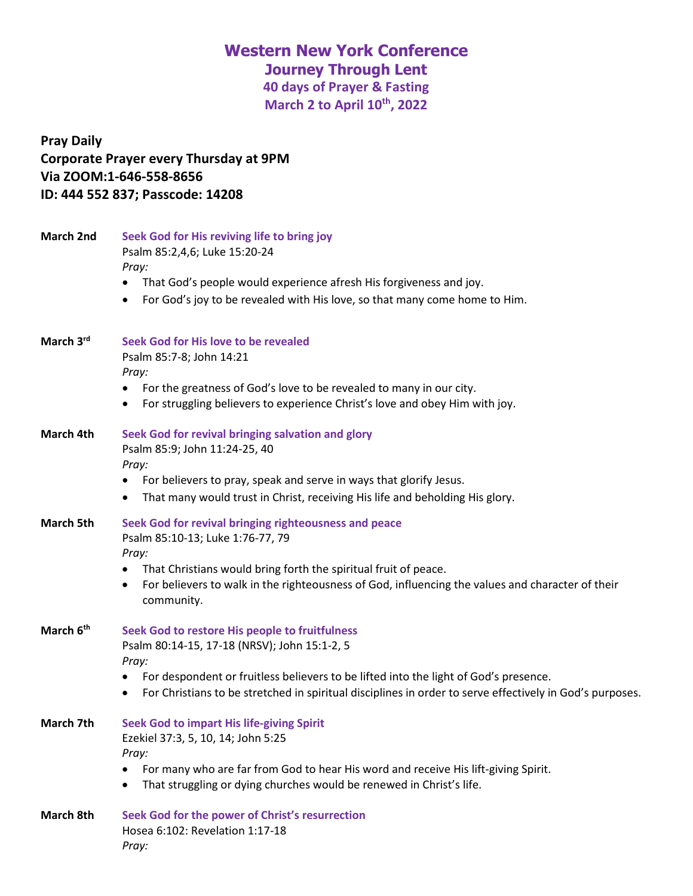# Western New York Conference
## Journey Through Lent
### 40 days of Prayer & Fasting
### March 2 to April 10th, 2022

**Pray Daily**
**Corporate Prayer every Thursday at 9PM**
**Via ZOOM:1-646-558-8656**
**ID: 444 552 837; Passcode: 14208**

**March 2nd** **Seek God for His reviving life to bring joy**
Psalm 85:2,4,6; Luke 15:20-24
*Pray:*
- That God's people would experience afresh His forgiveness and joy.
- For God's joy to be revealed with His love, so that many come home to Him.

**March 3rd** **Seek God for His love to be revealed**
Psalm 85:7-8; John 14:21
*Pray:*
- For the greatness of God's love to be revealed to many in our city.
- For struggling believers to experience Christ's love and obey Him with joy.

**March 4th** **Seek God for revival bringing salvation and glory**
Psalm 85:9; John 11:24-25, 40
*Pray:*
- For believers to pray, speak and serve in ways that glorify Jesus.
- That many would trust in Christ, receiving His life and beholding His glory.

**March 5th** **Seek God for revival bringing righteousness and peace**
Psalm 85:10-13; Luke 1:76-77, 79
*Pray:*
- That Christians would bring forth the spiritual fruit of peace.
- For believers to walk in the righteousness of God, influencing the values and character of their community.

**March 6th** **Seek God to restore His people to fruitfulness**
Psalm 80:14-15, 17-18 (NRSV); John 15:1-2, 5
*Pray:*
- For despondent or fruitless believers to be lifted into the light of God's presence.
- For Christians to be stretched in spiritual disciplines in order to serve effectively in God's purposes.

**March 7th** **Seek God to impart His life-giving Spirit**
Ezekiel 37:3, 5, 10, 14; John 5:25
*Pray:*
- For many who are far from God to hear His word and receive His lift-giving Spirit.
- That struggling or dying churches would be renewed in Christ's life.

**March 8th** **Seek God for the power of Christ's resurrection**
Hosea 6:102: Revelation 1:17-18
*Pray:*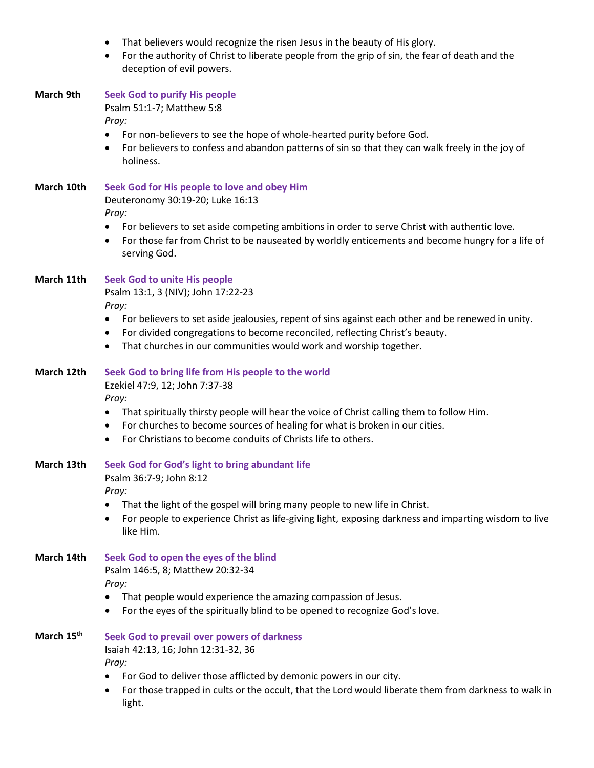- That believers would recognize the risen Jesus in the beauty of His glory.
- For the authority of Christ to liberate people from the grip of sin, the fear of death and the deception of evil powers.

**March 9th** **Seek God to purify His people**

Psalm 51:1-7; Matthew 5:8

*Pray:*

- For non-believers to see the hope of whole-hearted purity before God.
- For believers to confess and abandon patterns of sin so that they can walk freely in the joy of holiness.

**March 10th** **Seek God for His people to love and obey Him**

Deuteronomy 30:19-20; Luke 16:13

*Pray:*

- For believers to set aside competing ambitions in order to serve Christ with authentic love.
- For those far from Christ to be nauseated by worldly enticements and become hungry for a life of serving God.

**March 11th** **Seek God to unite His people**

Psalm 13:1, 3 (NIV); John 17:22-23

*Pray:*

- For believers to set aside jealousies, repent of sins against each other and be renewed in unity.
- For divided congregations to become reconciled, reflecting Christ's beauty.
- That churches in our communities would work and worship together.

**March 12th** **Seek God to bring life from His people to the world**

Ezekiel 47:9, 12; John 7:37-38

*Pray:*

- That spiritually thirsty people will hear the voice of Christ calling them to follow Him.
- For churches to become sources of healing for what is broken in our cities.
- For Christians to become conduits of Christs life to others.

**March 13th** **Seek God for God's light to bring abundant life**

Psalm 36:7-9; John 8:12

*Pray:*

- That the light of the gospel will bring many people to new life in Christ.
- For people to experience Christ as life-giving light, exposing darkness and imparting wisdom to live like Him.

**March 14th** **Seek God to open the eyes of the blind**

Psalm 146:5, 8; Matthew 20:32-34

*Pray:*

- That people would experience the amazing compassion of Jesus.
- For the eyes of the spiritually blind to be opened to recognize God's love.

**March 15th** **Seek God to prevail over powers of darkness**

Isaiah 42:13, 16; John 12:31-32, 36

*Pray:*

- For God to deliver those afflicted by demonic powers in our city.
- For those trapped in cults or the occult, that the Lord would liberate them from darkness to walk in light.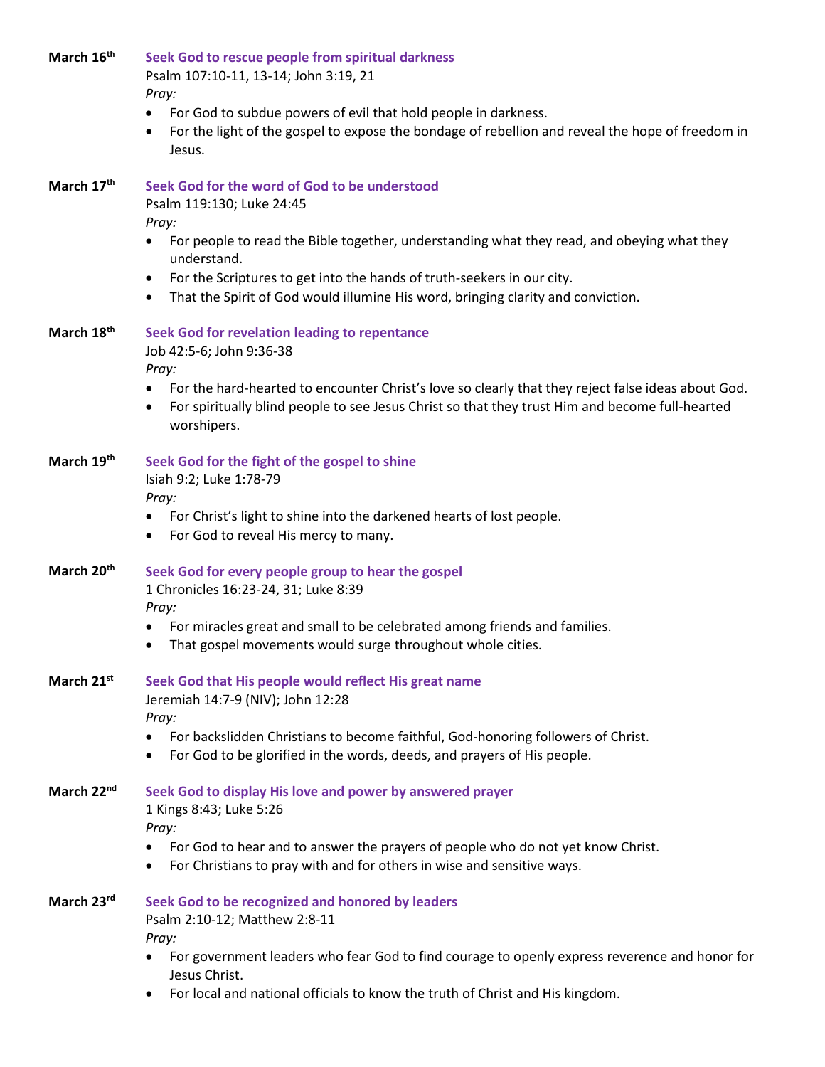**March 16th** **Seek God to rescue people from spiritual darkness**

Psalm 107:10-11, 13-14; John 3:19, 21

*Pray:*

- For God to subdue powers of evil that hold people in darkness.
- For the light of the gospel to expose the bondage of rebellion and reveal the hope of freedom in Jesus.

**March 17th** **Seek God for the word of God to be understood**

Psalm 119:130; Luke 24:45

*Pray:*

- For people to read the Bible together, understanding what they read, and obeying what they understand.
- For the Scriptures to get into the hands of truth-seekers in our city.
- That the Spirit of God would illumine His word, bringing clarity and conviction.

**March 18th** **Seek God for revelation leading to repentance**

Job 42:5-6; John 9:36-38

*Pray:*

- For the hard-hearted to encounter Christ's love so clearly that they reject false ideas about God.
- For spiritually blind people to see Jesus Christ so that they trust Him and become full-hearted worshipers.

**March 19th** **Seek God for the fight of the gospel to shine**

Isiah 9:2; Luke 1:78-79

*Pray:*

- For Christ's light to shine into the darkened hearts of lost people.
- For God to reveal His mercy to many.

**March 20th** **Seek God for every people group to hear the gospel**

1 Chronicles 16:23-24, 31; Luke 8:39

*Pray:*

- For miracles great and small to be celebrated among friends and families.
- That gospel movements would surge throughout whole cities.

**March 21st** **Seek God that His people would reflect His great name**

Jeremiah 14:7-9 (NIV); John 12:28

*Pray:*

- For backslidden Christians to become faithful, God-honoring followers of Christ.
- For God to be glorified in the words, deeds, and prayers of His people.

**March 22nd** **Seek God to display His love and power by answered prayer**

1 Kings 8:43; Luke 5:26

*Pray:*

- For God to hear and to answer the prayers of people who do not yet know Christ.
- For Christians to pray with and for others in wise and sensitive ways.

**March 23rd** **Seek God to be recognized and honored by leaders**

Psalm 2:10-12; Matthew 2:8-11

*Pray:*

- For government leaders who fear God to find courage to openly express reverence and honor for Jesus Christ.
- For local and national officials to know the truth of Christ and His kingdom.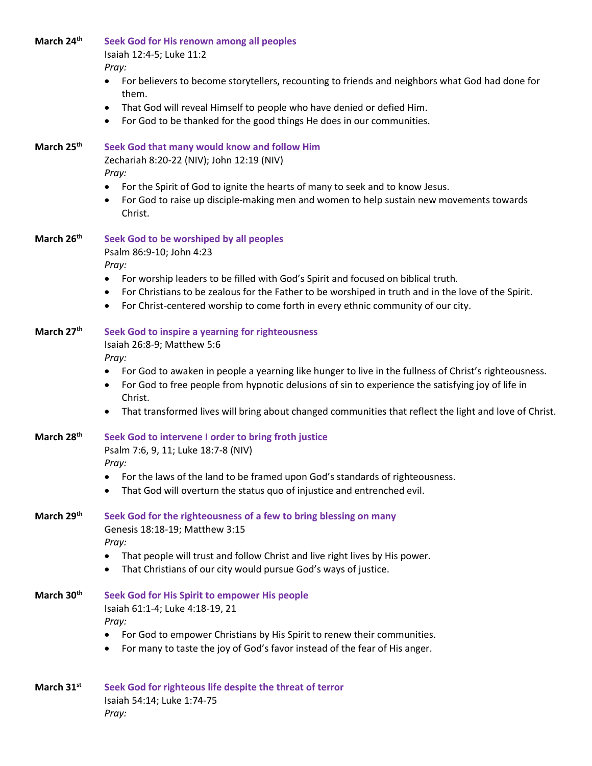**March 24th** **Seek God for His renown among all peoples**
Isaiah 12:4-5; Luke 11:2
*Pray:*
- For believers to become storytellers, recounting to friends and neighbors what God had done for them.
- That God will reveal Himself to people who have denied or defied Him.
- For God to be thanked for the good things He does in our communities.

**March 25th** **Seek God that many would know and follow Him**
Zechariah 8:20-22 (NIV); John 12:19 (NIV)
*Pray:*
- For the Spirit of God to ignite the hearts of many to seek and to know Jesus.
- For God to raise up disciple-making men and women to help sustain new movements towards Christ.

**March 26th** **Seek God to be worshiped by all peoples**
Psalm 86:9-10; John 4:23
*Pray:*
- For worship leaders to be filled with God's Spirit and focused on biblical truth.
- For Christians to be zealous for the Father to be worshiped in truth and in the love of the Spirit.
- For Christ-centered worship to come forth in every ethnic community of our city.

**March 27th** **Seek God to inspire a yearning for righteousness**
Isaiah 26:8-9; Matthew 5:6
*Pray:*
- For God to awaken in people a yearning like hunger to live in the fullness of Christ's righteousness.
- For God to free people from hypnotic delusions of sin to experience the satisfying joy of life in Christ.
- That transformed lives will bring about changed communities that reflect the light and love of Christ.

**March 28th** **Seek God to intervene I order to bring froth justice**
Psalm 7:6, 9, 11; Luke 18:7-8 (NIV)
*Pray:*
- For the laws of the land to be framed upon God's standards of righteousness.
- That God will overturn the status quo of injustice and entrenched evil.

**March 29th** **Seek God for the righteousness of a few to bring blessing on many**
Genesis 18:18-19; Matthew 3:15
*Pray:*
- That people will trust and follow Christ and live right lives by His power.
- That Christians of our city would pursue God's ways of justice.

**March 30th** **Seek God for His Spirit to empower His people**
Isaiah 61:1-4; Luke 4:18-19, 21
*Pray:*
- For God to empower Christians by His Spirit to renew their communities.
- For many to taste the joy of God's favor instead of the fear of His anger.

**March 31st** **Seek God for righteous life despite the threat of terror**
Isaiah 54:14; Luke 1:74-75
*Pray:*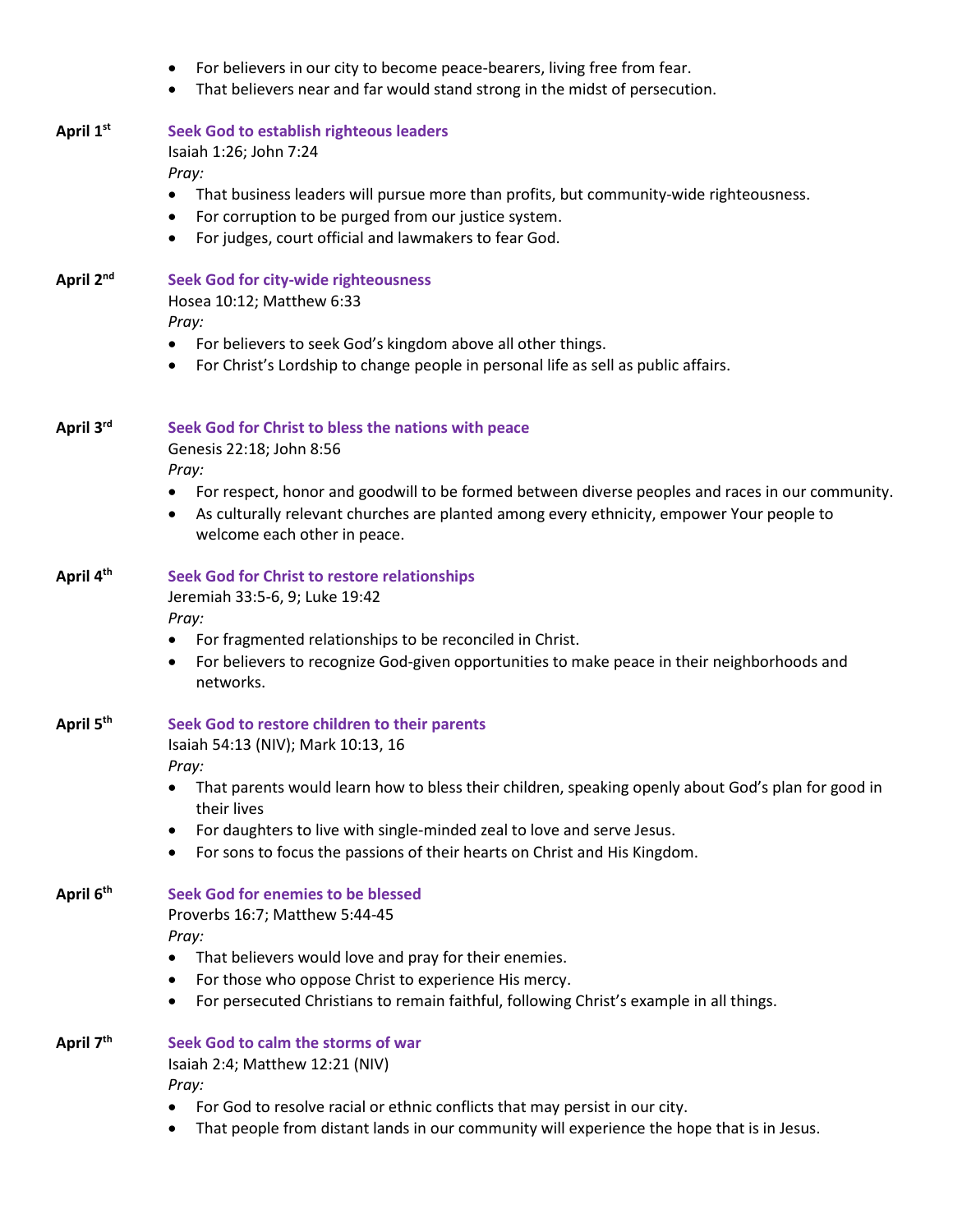- For believers in our city to become peace-bearers, living free from fear.
- That believers near and far would stand strong in the midst of persecution.

**April 1st** **Seek God to establish righteous leaders**

Isaiah 1:26; John 7:24

*Pray:*

- That business leaders will pursue more than profits, but community-wide righteousness.
- For corruption to be purged from our justice system.
- For judges, court official and lawmakers to fear God.

**April 2nd** **Seek God for city-wide righteousness**

Hosea 10:12; Matthew 6:33

*Pray:*

- For believers to seek God's kingdom above all other things.
- For Christ's Lordship to change people in personal life as sell as public affairs.

**April 3rd** **Seek God for Christ to bless the nations with peace**

Genesis 22:18; John 8:56

*Pray:*

- For respect, honor and goodwill to be formed between diverse peoples and races in our community.
- As culturally relevant churches are planted among every ethnicity, empower Your people to welcome each other in peace.

**April 4th** **Seek God for Christ to restore relationships**

Jeremiah 33:5-6, 9; Luke 19:42

*Pray:*

- For fragmented relationships to be reconciled in Christ.
- For believers to recognize God-given opportunities to make peace in their neighborhoods and networks.

**April 5th** **Seek God to restore children to their parents**

Isaiah 54:13 (NIV); Mark 10:13, 16

*Pray:*

- That parents would learn how to bless their children, speaking openly about God's plan for good in their lives
- For daughters to live with single-minded zeal to love and serve Jesus.
- For sons to focus the passions of their hearts on Christ and His Kingdom.

**April 6th** **Seek God for enemies to be blessed**

Proverbs 16:7; Matthew 5:44-45

*Pray:*

- That believers would love and pray for their enemies.
- For those who oppose Christ to experience His mercy.
- For persecuted Christians to remain faithful, following Christ's example in all things.

**April 7th** **Seek God to calm the storms of war**

Isaiah 2:4; Matthew 12:21 (NIV)

*Pray:*

- For God to resolve racial or ethnic conflicts that may persist in our city.
- That people from distant lands in our community will experience the hope that is in Jesus.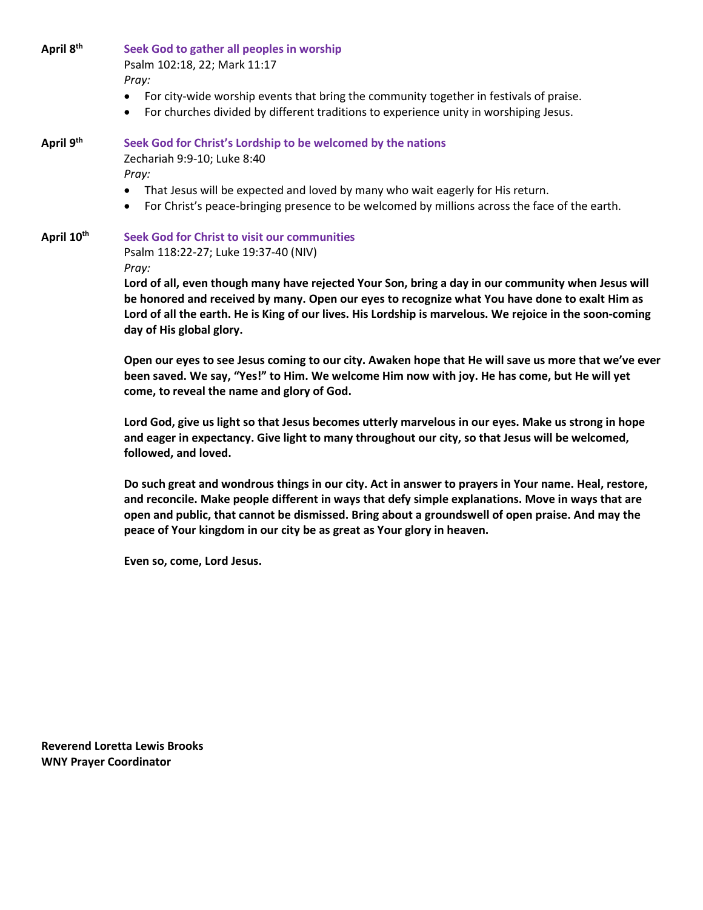**April 8th** **Seek God to gather all peoples in worship**

Psalm 102:18, 22; Mark 11:17

*Pray:*

- For city-wide worship events that bring the community together in festivals of praise.
- For churches divided by different traditions to experience unity in worshiping Jesus.

**April 9th** **Seek God for Christ's Lordship to be welcomed by the nations**

Zechariah 9:9-10; Luke 8:40

*Pray:*

- That Jesus will be expected and loved by many who wait eagerly for His return.
- For Christ's peace-bringing presence to be welcomed by millions across the face of the earth.

**April 10th** **Seek God for Christ to visit our communities**

Psalm 118:22-27; Luke 19:37-40 (NIV)

*Pray:*

**Lord of all, even though many have rejected Your Son, bring a day in our community when Jesus will be honored and received by many. Open our eyes to recognize what You have done to exalt Him as Lord of all the earth. He is King of our lives. His Lordship is marvelous. We rejoice in the soon-coming day of His global glory.**

**Open our eyes to see Jesus coming to our city. Awaken hope that He will save us more that we've ever been saved. We say, "Yes!" to Him. We welcome Him now with joy. He has come, but He will yet come, to reveal the name and glory of God.**

**Lord God, give us light so that Jesus becomes utterly marvelous in our eyes. Make us strong in hope and eager in expectancy. Give light to many throughout our city, so that Jesus will be welcomed, followed, and loved.**

**Do such great and wondrous things in our city. Act in answer to prayers in Your name. Heal, restore, and reconcile. Make people different in ways that defy simple explanations. Move in ways that are open and public, that cannot be dismissed. Bring about a groundswell of open praise. And may the peace of Your kingdom in our city be as great as Your glory in heaven.**

**Even so, come, Lord Jesus.**

**Reverend Loretta Lewis Brooks**
**WNY Prayer Coordinator**